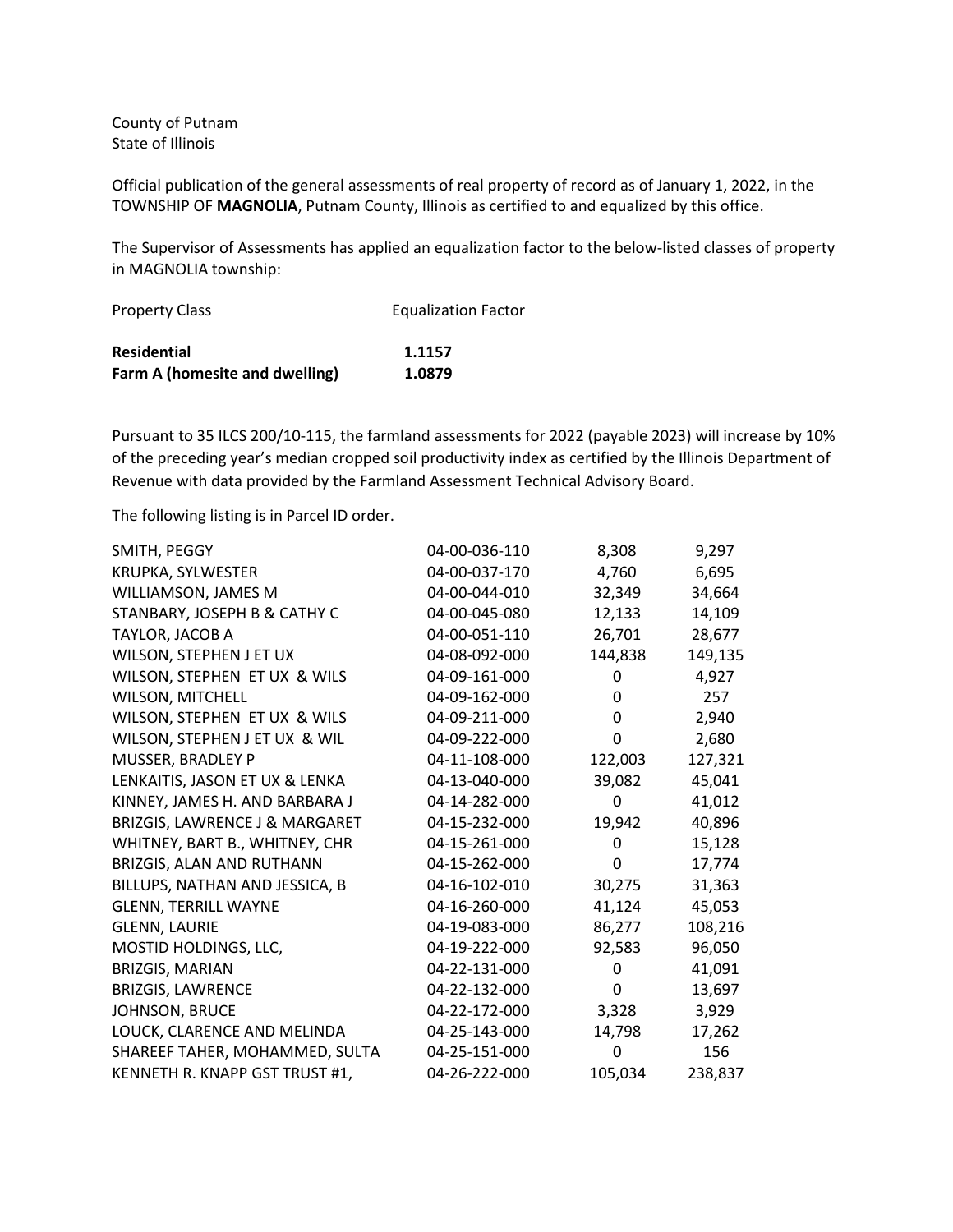County of Putnam
State of Illinois

Official publication of the general assessments of real property of record as of January 1, 2022, in the TOWNSHIP OF **MAGNOLIA**, Putnam County, Illinois as certified to and equalized by this office.

The Supervisor of Assessments has applied an equalization factor to the below-listed classes of property in MAGNOLIA township:

| Property Class | Equalization Factor |
|---|---|
| **Residential** | **1.1157** |
| **Farm A (homesite and dwelling)** | **1.0879** |

Pursuant to 35 ILCS 200/10-115, the farmland assessments for 2022 (payable 2023) will increase by 10% of the preceding year's median cropped soil productivity index as certified by the Illinois Department of Revenue with data provided by the Farmland Assessment Technical Advisory Board.

The following listing is in Parcel ID order.

| | | | |
|---|---|---|---|
| SMITH, PEGGY | 04-00-036-110 | 8,308 | 9,297 |
| KRUPKA, SYLWESTER | 04-00-037-170 | 4,760 | 6,695 |
| WILLIAMSON, JAMES M | 04-00-044-010 | 32,349 | 34,664 |
| STANBARY, JOSEPH B & CATHY C | 04-00-045-080 | 12,133 | 14,109 |
| TAYLOR, JACOB A | 04-00-051-110 | 26,701 | 28,677 |
| WILSON, STEPHEN J ET UX | 04-08-092-000 | 144,838 | 149,135 |
| WILSON, STEPHEN ET UX & WILS | 04-09-161-000 | 0 | 4,927 |
| WILSON, MITCHELL | 04-09-162-000 | 0 | 257 |
| WILSON, STEPHEN ET UX & WILS | 04-09-211-000 | 0 | 2,940 |
| WILSON, STEPHEN J ET UX & WIL | 04-09-222-000 | 0 | 2,680 |
| MUSSER, BRADLEY P | 04-11-108-000 | 122,003 | 127,321 |
| LENKAITIS, JASON ET UX & LENKA | 04-13-040-000 | 39,082 | 45,041 |
| KINNEY, JAMES H. AND BARBARA J | 04-14-282-000 | 0 | 41,012 |
| BRIZGIS, LAWRENCE J & MARGARET | 04-15-232-000 | 19,942 | 40,896 |
| WHITNEY, BART B., WHITNEY, CHR | 04-15-261-000 | 0 | 15,128 |
| BRIZGIS, ALAN AND RUTHANN | 04-15-262-000 | 0 | 17,774 |
| BILLUPS, NATHAN AND JESSICA, B | 04-16-102-010 | 30,275 | 31,363 |
| GLENN, TERRILL WAYNE | 04-16-260-000 | 41,124 | 45,053 |
| GLENN, LAURIE | 04-19-083-000 | 86,277 | 108,216 |
| MOSTID HOLDINGS, LLC, | 04-19-222-000 | 92,583 | 96,050 |
| BRIZGIS, MARIAN | 04-22-131-000 | 0 | 41,091 |
| BRIZGIS, LAWRENCE | 04-22-132-000 | 0 | 13,697 |
| JOHNSON, BRUCE | 04-22-172-000 | 3,328 | 3,929 |
| LOUCK, CLARENCE AND MELINDA | 04-25-143-000 | 14,798 | 17,262 |
| SHAREEF TAHER, MOHAMMED, SULTA | 04-25-151-000 | 0 | 156 |
| KENNETH R. KNAPP GST TRUST #1, | 04-26-222-000 | 105,034 | 238,837 |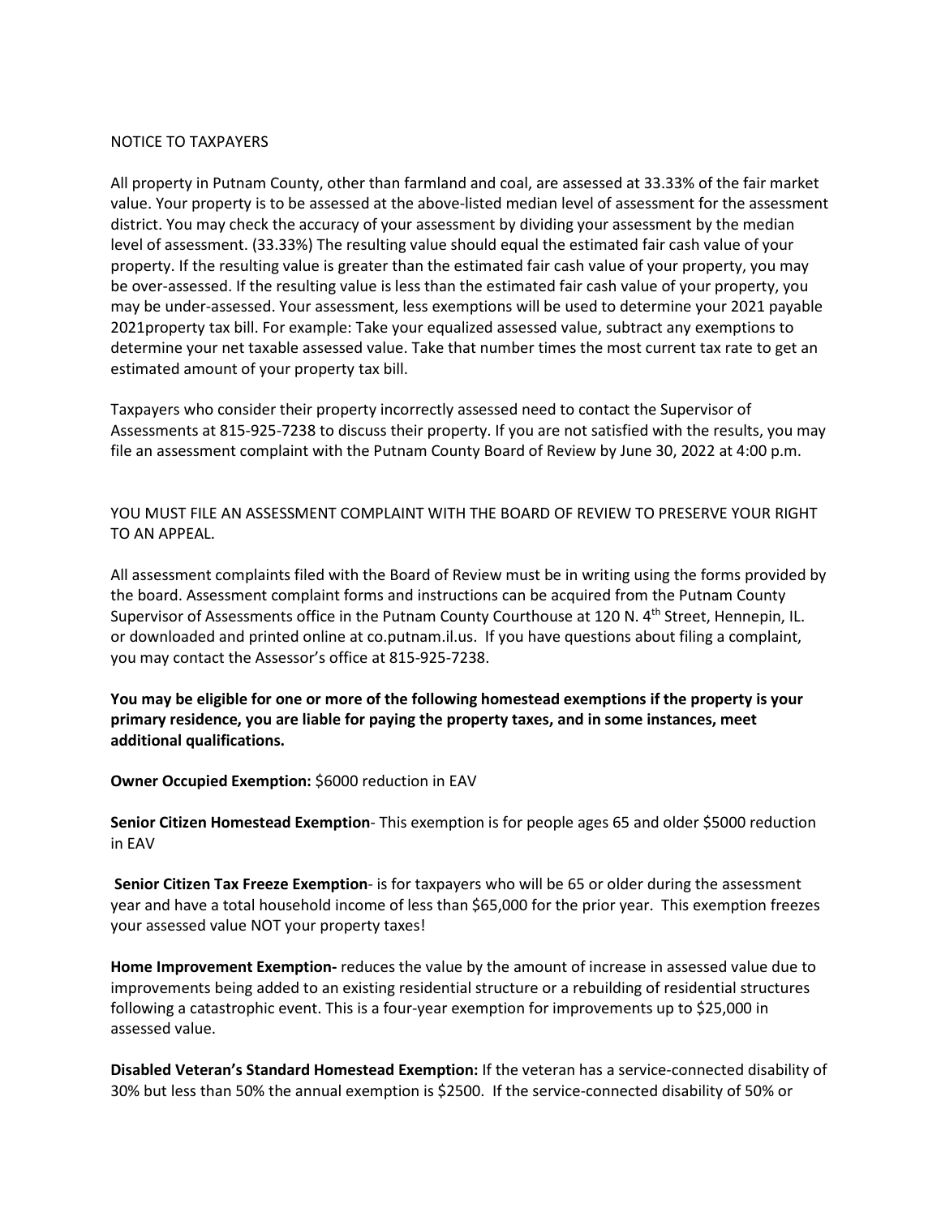NOTICE TO TAXPAYERS

All property in Putnam County, other than farmland and coal, are assessed at 33.33% of the fair market value. Your property is to be assessed at the above-listed median level of assessment for the assessment district. You may check the accuracy of your assessment by dividing your assessment by the median level of assessment. (33.33%) The resulting value should equal the estimated fair cash value of your property. If the resulting value is greater than the estimated fair cash value of your property, you may be over-assessed. If the resulting value is less than the estimated fair cash value of your property, you may be under-assessed. Your assessment, less exemptions will be used to determine your 2021 payable 2021property tax bill. For example: Take your equalized assessed value, subtract any exemptions to determine your net taxable assessed value. Take that number times the most current tax rate to get an estimated amount of your property tax bill.

Taxpayers who consider their property incorrectly assessed need to contact the Supervisor of Assessments at 815-925-7238 to discuss their property. If you are not satisfied with the results, you may file an assessment complaint with the Putnam County Board of Review by June 30, 2022 at 4:00 p.m.

YOU MUST FILE AN ASSESSMENT COMPLAINT WITH THE BOARD OF REVIEW TO PRESERVE YOUR RIGHT TO AN APPEAL.

All assessment complaints filed with the Board of Review must be in writing using the forms provided by the board. Assessment complaint forms and instructions can be acquired from the Putnam County Supervisor of Assessments office in the Putnam County Courthouse at 120 N. 4th Street, Hennepin, IL. or downloaded and printed online at co.putnam.il.us. If you have questions about filing a complaint, you may contact the Assessor's office at 815-925-7238.

**You may be eligible for one or more of the following homestead exemptions if the property is your primary residence, you are liable for paying the property taxes, and in some instances, meet additional qualifications.**

**Owner Occupied Exemption:** $6000 reduction in EAV

**Senior Citizen Homestead Exemption**- This exemption is for people ages 65 and older $5000 reduction in EAV

**Senior Citizen Tax Freeze Exemption**- is for taxpayers who will be 65 or older during the assessment year and have a total household income of less than $65,000 for the prior year. This exemption freezes your assessed value NOT your property taxes!

**Home Improvement Exemption-** reduces the value by the amount of increase in assessed value due to improvements being added to an existing residential structure or a rebuilding of residential structures following a catastrophic event. This is a four-year exemption for improvements up to $25,000 in assessed value.

**Disabled Veteran's Standard Homestead Exemption:** If the veteran has a service-connected disability of 30% but less than 50% the annual exemption is $2500. If the service-connected disability of 50% or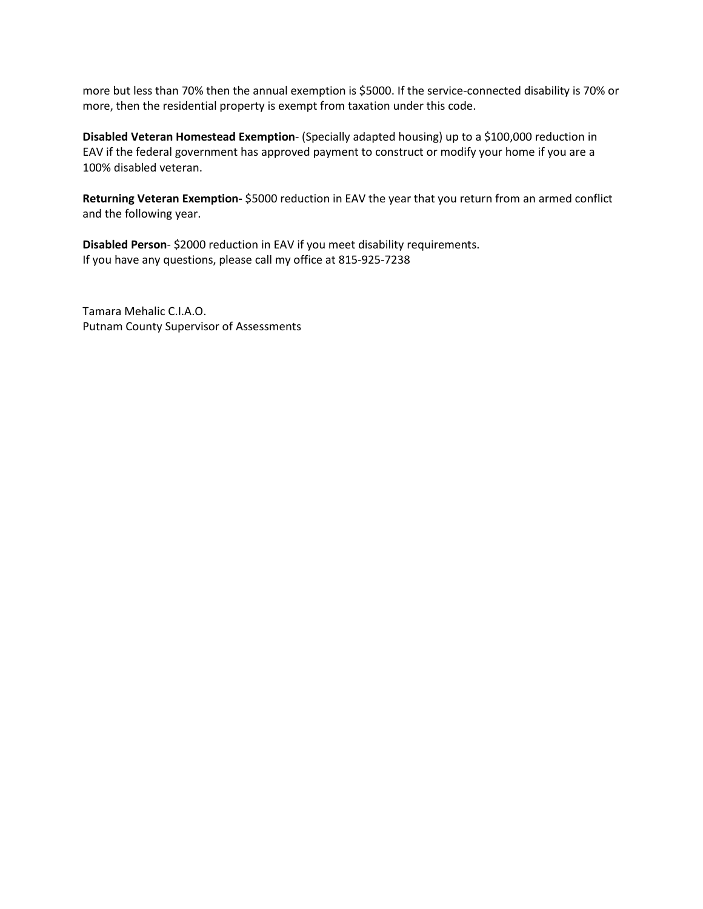more but less than 70% then the annual exemption is $5000. If the service-connected disability is 70% or more, then the residential property is exempt from taxation under this code.

**Disabled Veteran Homestead Exemption**- (Specially adapted housing) up to a $100,000 reduction in EAV if the federal government has approved payment to construct or modify your home if you are a 100% disabled veteran.

**Returning Veteran Exemption-** $5000 reduction in EAV the year that you return from an armed conflict and the following year.

**Disabled Person**- $2000 reduction in EAV if you meet disability requirements.
If you have any questions, please call my office at 815-925-7238

Tamara Mehalic C.I.A.O.
Putnam County Supervisor of Assessments